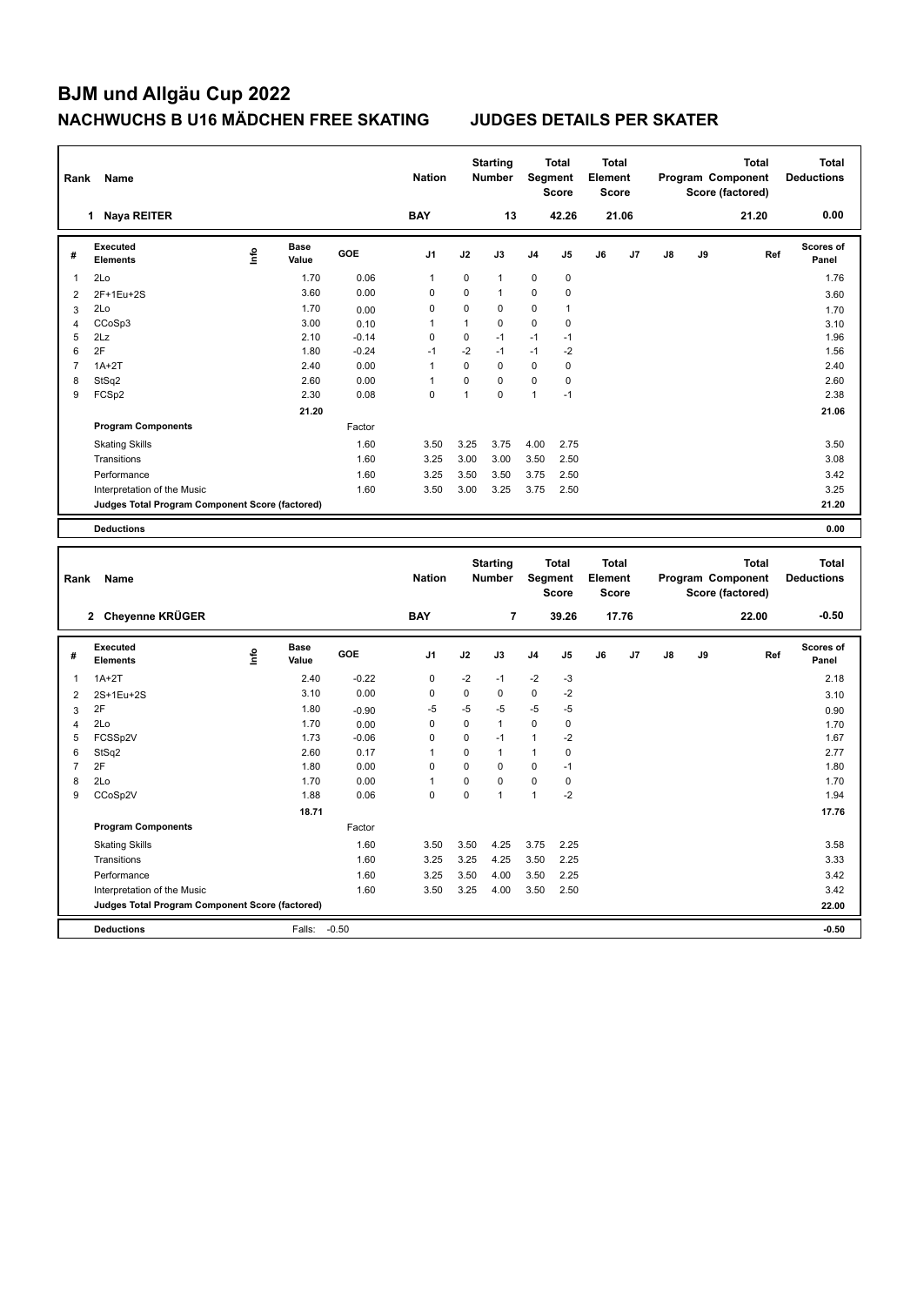# BJM und Allgäu Cup 2022

## NACHWUCHS B U16 MÄDCHEN FREE SKATING JUDGES DETAILS PER SKATER

| Rank | Name | Nation | Starting Number | Total Segment Score | Total Element Score | Total Program Component Score (factored) | Total Deductions |
|---|---|---|---|---|---|---|---|
| 1 | Naya REITER | BAY | 13 | 42.26 | 21.06 | 21.20 | 0.00 |

| # | Executed Elements | Info | Base Value | GOE | J1 | J2 | J3 | J4 | J5 | J6 | J7 | J8 | J9 | Ref | Scores of Panel |
|---|---|---|---|---|---|---|---|---|---|---|---|---|---|---|---|
| 1 | 2Lo | | 1.70 | 0.06 | 1 | 0 | 1 | 0 | 0 | | | | | | 1.76 |
| 2 | 2F+1Eu+2S | | 3.60 | 0.00 | 0 | 0 | 1 | 0 | 0 | | | | | | 3.60 |
| 3 | 2Lo | | 1.70 | 0.00 | 0 | 0 | 0 | 0 | 1 | | | | | | 1.70 |
| 4 | CCoSp3 | | 3.00 | 0.10 | 1 | 1 | 0 | 0 | 0 | | | | | | 3.10 |
| 5 | 2Lz | | 2.10 | -0.14 | 0 | 0 | -1 | -1 | -1 | | | | | | 1.96 |
| 6 | 2F | | 1.80 | -0.24 | -1 | -2 | -1 | -1 | -2 | | | | | | 1.56 |
| 7 | 1A+2T | | 2.40 | 0.00 | 1 | 0 | 0 | 0 | 0 | | | | | | 2.40 |
| 8 | StSq2 | | 2.60 | 0.00 | 1 | 0 | 0 | 0 | 0 | | | | | | 2.60 |
| 9 | FCSp2 | | 2.30 | 0.08 | 0 | 1 | 0 | 1 | -1 | | | | | | 2.38 |
| | | | 21.20 | | | | | | | | | | | | 21.06 |
| | **Program Components** | | | Factor | | | | | | | | | | | |
| | Skating Skills | | | 1.60 | 3.50 | 3.25 | 3.75 | 4.00 | 2.75 | | | | | | 3.50 |
| | Transitions | | | 1.60 | 3.25 | 3.00 | 3.00 | 3.50 | 2.50 | | | | | | 3.08 |
| | Performance | | | 1.60 | 3.25 | 3.50 | 3.50 | 3.75 | 2.50 | | | | | | 3.42 |
| | Interpretation of the Music | | | 1.60 | 3.50 | 3.00 | 3.25 | 3.75 | 2.50 | | | | | | 3.25 |
| | **Judges Total Program Component Score (factored)** | | | | | | | | | | | | | | 21.20 |
| | **Deductions** | | | | | | | | | | | | | | 0.00 |

| Rank | Name | Nation | Starting Number | Total Segment Score | Total Element Score | Total Program Component Score (factored) | Total Deductions |
|---|---|---|---|---|---|---|---|
| 2 | Cheyenne KRÜGER | BAY | 7 | 39.26 | 17.76 | 22.00 | -0.50 |

| # | Executed Elements | Info | Base Value | GOE | J1 | J2 | J3 | J4 | J5 | J6 | J7 | J8 | J9 | Ref | Scores of Panel |
|---|---|---|---|---|---|---|---|---|---|---|---|---|---|---|---|
| 1 | 1A+2T | | 2.40 | -0.22 | 0 | -2 | -1 | -2 | -3 | | | | | | 2.18 |
| 2 | 2S+1Eu+2S | | 3.10 | 0.00 | 0 | 0 | 0 | 0 | -2 | | | | | | 3.10 |
| 3 | 2F | | 1.80 | -0.90 | -5 | -5 | -5 | -5 | -5 | | | | | | 0.90 |
| 4 | 2Lo | | 1.70 | 0.00 | 0 | 0 | 1 | 0 | 0 | | | | | | 1.70 |
| 5 | FCSSp2V | | 1.73 | -0.06 | 0 | 0 | -1 | 1 | -2 | | | | | | 1.67 |
| 6 | StSq2 | | 2.60 | 0.17 | 1 | 0 | 1 | 1 | 0 | | | | | | 2.77 |
| 7 | 2F | | 1.80 | 0.00 | 0 | 0 | 0 | 0 | -1 | | | | | | 1.80 |
| 8 | 2Lo | | 1.70 | 0.00 | 1 | 0 | 0 | 0 | 0 | | | | | | 1.70 |
| 9 | CCoSp2V | | 1.88 | 0.06 | 0 | 0 | 1 | 1 | -2 | | | | | | 1.94 |
| | | | 18.71 | | | | | | | | | | | | 17.76 |
| | **Program Components** | | | Factor | | | | | | | | | | | |
| | Skating Skills | | | 1.60 | 3.50 | 3.50 | 4.25 | 3.75 | 2.25 | | | | | | 3.58 |
| | Transitions | | | 1.60 | 3.25 | 3.25 | 4.25 | 3.50 | 2.25 | | | | | | 3.33 |
| | Performance | | | 1.60 | 3.25 | 3.50 | 4.00 | 3.50 | 2.25 | | | | | | 3.42 |
| | Interpretation of the Music | | | 1.60 | 3.50 | 3.25 | 4.00 | 3.50 | 2.50 | | | | | | 3.42 |
| | **Judges Total Program Component Score (factored)** | | | | | | | | | | | | | | 22.00 |
| | **Deductions** | | Falls: | -0.50 | | | | | | | | | | | -0.50 |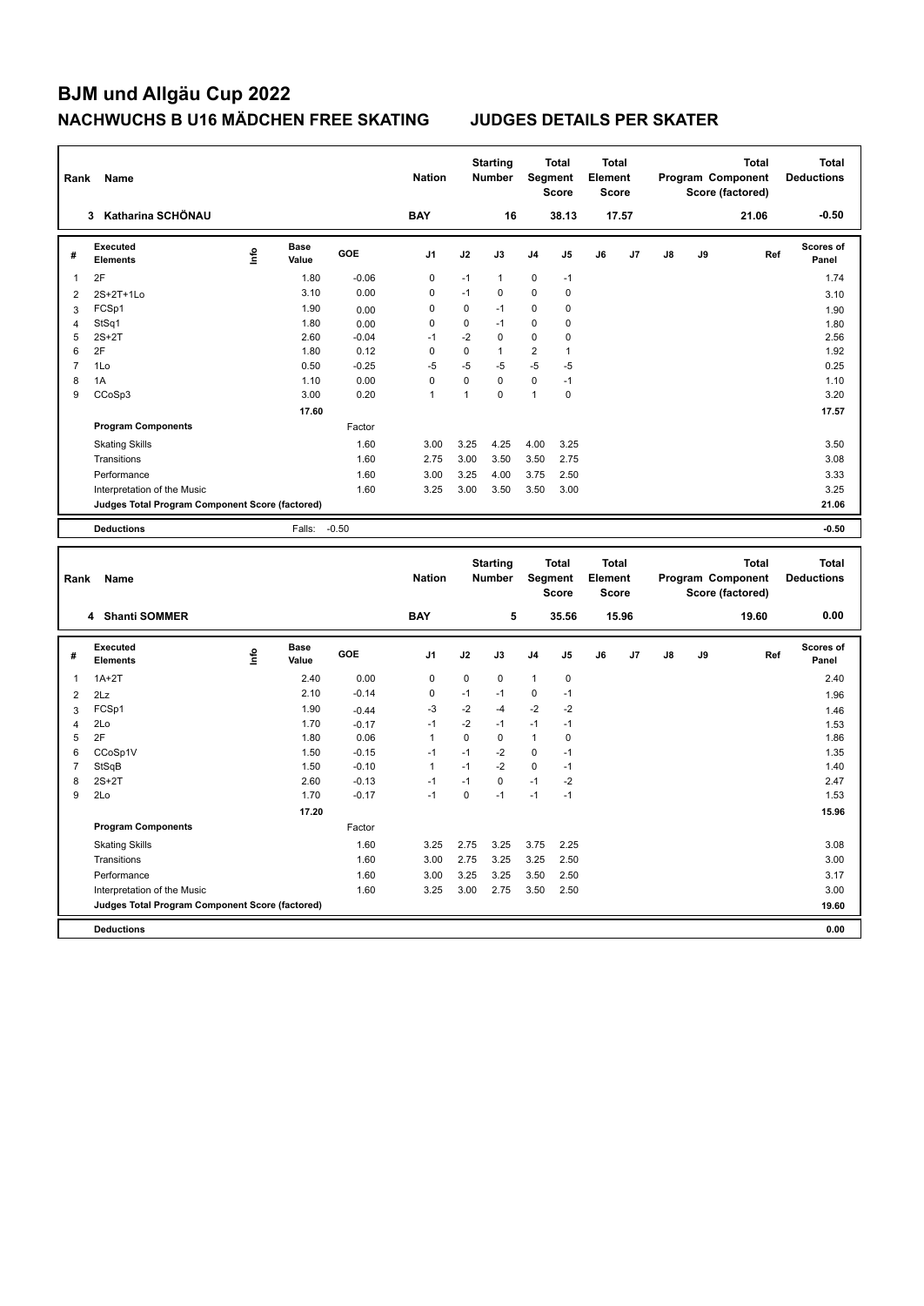# BJM und Allgäu Cup 2022

## NACHWUCHS B U16 MÄDCHEN FREE SKATING    JUDGES DETAILS PER SKATER

| Rank | Name | Nation | Starting Number | Total Segment Score | Total Element Score | Total Program Component Score (factored) | Total Deductions |
|---|---|---|---|---|---|---|---|
| 3 | Katharina SCHÖNAU | BAY | 16 | 38.13 | 17.57 | 21.06 | -0.50 |

| # | Executed Elements | Info | Base Value | GOE | J1 | J2 | J3 | J4 | J5 | J6 | J7 | J8 | J9 | Ref | Scores of Panel |
|---|---|---|---|---|---|---|---|---|---|---|---|---|---|---|---|
| 1 | 2F | | 1.80 | -0.06 | 0 | -1 | 1 | 0 | -1 | | | | | | 1.74 |
| 2 | 2S+2T+1Lo | | 3.10 | 0.00 | 0 | -1 | 0 | 0 | 0 | | | | | | 3.10 |
| 3 | FCSp1 | | 1.90 | 0.00 | 0 | 0 | -1 | 0 | 0 | | | | | | 1.90 |
| 4 | StSq1 | | 1.80 | 0.00 | 0 | 0 | -1 | 0 | 0 | | | | | | 1.80 |
| 5 | 2S+2T | | 2.60 | -0.04 | -1 | -2 | 0 | 0 | 0 | | | | | | 2.56 |
| 6 | 2F | | 1.80 | 0.12 | 0 | 0 | 1 | 2 | 1 | | | | | | 1.92 |
| 7 | 1Lo | | 0.50 | -0.25 | -5 | -5 | -5 | -5 | -5 | | | | | | 0.25 |
| 8 | 1A | | 1.10 | 0.00 | 0 | 0 | 0 | 0 | -1 | | | | | | 1.10 |
| 9 | CCoSp3 | | 3.00 | 0.20 | 1 | 1 | 0 | 1 | 0 | | | | | | 3.20 |
| | | | 17.60 | | | | | | | | | | | | 17.57 |
| | **Program Components** | | | Factor | | | | | | | | | | | |
| | Skating Skills | | | 1.60 | 3.00 | 3.25 | 4.25 | 4.00 | 3.25 | | | | | | 3.50 |
| | Transitions | | | 1.60 | 2.75 | 3.00 | 3.50 | 3.50 | 2.75 | | | | | | 3.08 |
| | Performance | | | 1.60 | 3.00 | 3.25 | 4.00 | 3.75 | 2.50 | | | | | | 3.33 |
| | Interpretation of the Music | | | 1.60 | 3.25 | 3.00 | 3.50 | 3.50 | 3.00 | | | | | | 3.25 |
| | **Judges Total Program Component Score (factored)** | | | | | | | | | | | | | | 21.06 |
| | **Deductions** | | Falls: | -0.50 | | | | | | | | | | | -0.50 |

| Rank | Name | Nation | Starting Number | Total Segment Score | Total Element Score | Total Program Component Score (factored) | Total Deductions |
|---|---|---|---|---|---|---|---|
| 4 | Shanti SOMMER | BAY | 5 | 35.56 | 15.96 | 19.60 | 0.00 |

| # | Executed Elements | Info | Base Value | GOE | J1 | J2 | J3 | J4 | J5 | J6 | J7 | J8 | J9 | Ref | Scores of Panel |
|---|---|---|---|---|---|---|---|---|---|---|---|---|---|---|---|
| 1 | 1A+2T | | 2.40 | 0.00 | 0 | 0 | 0 | 1 | 0 | | | | | | 2.40 |
| 2 | 2Lz | | 2.10 | -0.14 | 0 | -1 | -1 | 0 | -1 | | | | | | 1.96 |
| 3 | FCSp1 | | 1.90 | -0.44 | -3 | -2 | -4 | -2 | -2 | | | | | | 1.46 |
| 4 | 2Lo | | 1.70 | -0.17 | -1 | -2 | -1 | -1 | -1 | | | | | | 1.53 |
| 5 | 2F | | 1.80 | 0.06 | 1 | 0 | 0 | 1 | 0 | | | | | | 1.86 |
| 6 | CCoSp1V | | 1.50 | -0.15 | -1 | -1 | -2 | 0 | -1 | | | | | | 1.35 |
| 7 | StSqB | | 1.50 | -0.10 | 1 | -1 | -2 | 0 | -1 | | | | | | 1.40 |
| 8 | 2S+2T | | 2.60 | -0.13 | -1 | -1 | 0 | -1 | -2 | | | | | | 2.47 |
| 9 | 2Lo | | 1.70 | -0.17 | -1 | 0 | -1 | -1 | -1 | | | | | | 1.53 |
| | | | 17.20 | | | | | | | | | | | | 15.96 |
| | **Program Components** | | | Factor | | | | | | | | | | | |
| | Skating Skills | | | 1.60 | 3.25 | 2.75 | 3.25 | 3.75 | 2.25 | | | | | | 3.08 |
| | Transitions | | | 1.60 | 3.00 | 2.75 | 3.25 | 3.25 | 2.50 | | | | | | 3.00 |
| | Performance | | | 1.60 | 3.00 | 3.25 | 3.25 | 3.50 | 2.50 | | | | | | 3.17 |
| | Interpretation of the Music | | | 1.60 | 3.25 | 3.00 | 2.75 | 3.50 | 2.50 | | | | | | 3.00 |
| | **Judges Total Program Component Score (factored)** | | | | | | | | | | | | | | 19.60 |
| | **Deductions** | | | | | | | | | | | | | | 0.00 |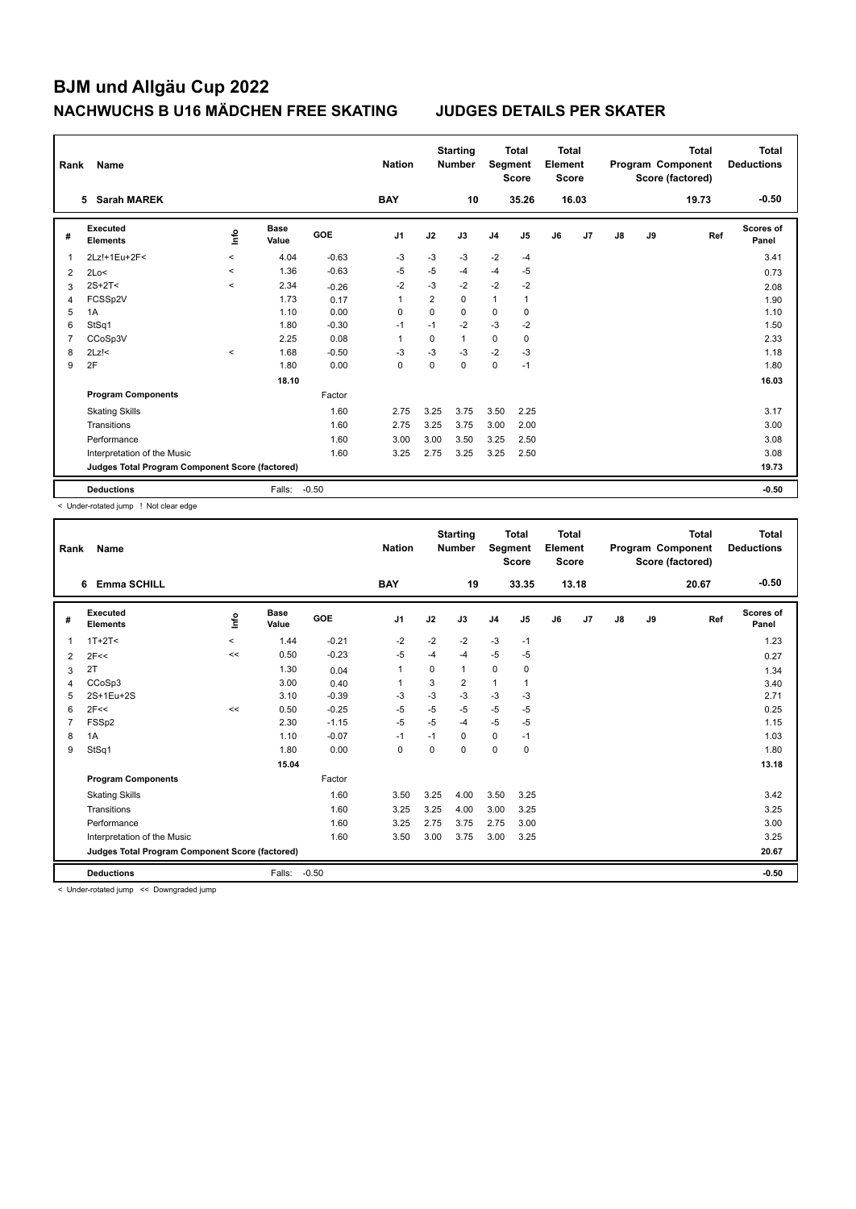# BJM und Allgäu Cup 2022

## NACHWUCHS B U16 MÄDCHEN FREE SKATING JUDGES DETAILS PER SKATER

| Rank | Name | Nation | Starting Number | Total Segment Score | Total Element Score | Total Program Component Score (factored) | Total Deductions |
|---|---|---|---|---|---|---|---|
| 5 | Sarah MAREK | BAY | 10 | 35.26 | 16.03 | 19.73 | -0.50 |

| # | Executed Elements | Info | Base Value | GOE | J1 | J2 | J3 | J4 | J5 | J6 | J7 | J8 | J9 | Ref | Scores of Panel |
|---|---|---|---|---|---|---|---|---|---|---|---|---|---|---|---|
| 1 | 2Lz!+1Eu+2F< | < | 4.04 | -0.63 | -3 | -3 | -3 | -2 | -4 | | | | | | 3.41 |
| 2 | 2Lo< | < | 1.36 | -0.63 | -5 | -5 | -4 | -4 | -5 | | | | | | 0.73 |
| 3 | 2S+2T< | < | 2.34 | -0.26 | -2 | -3 | -2 | -2 | -2 | | | | | | 2.08 |
| 4 | FCSSp2V | | 1.73 | 0.17 | 1 | 2 | 0 | 1 | 1 | | | | | | 1.90 |
| 5 | 1A | | 1.10 | 0.00 | 0 | 0 | 0 | 0 | 0 | | | | | | 1.10 |
| 6 | StSq1 | | 1.80 | -0.30 | -1 | -1 | -2 | -3 | -2 | | | | | | 1.50 |
| 7 | CCoSp3V | | 2.25 | 0.08 | 1 | 0 | 1 | 0 | 0 | | | | | | 2.33 |
| 8 | 2Lz!< | < | 1.68 | -0.50 | -3 | -3 | -3 | -2 | -3 | | | | | | 1.18 |
| 9 | 2F | | 1.80 | 0.00 | 0 | 0 | 0 | 0 | -1 | | | | | | 1.80 |
| | | | 18.10 | | | | | | | | | | | | 16.03 |
| | **Program Components** | | | Factor | | | | | | | | | | | |
| | Skating Skills | | | 1.60 | 2.75 | 3.25 | 3.75 | 3.50 | 2.25 | | | | | | 3.17 |
| | Transitions | | | 1.60 | 2.75 | 3.25 | 3.75 | 3.00 | 2.00 | | | | | | 3.00 |
| | Performance | | | 1.60 | 3.00 | 3.00 | 3.50 | 3.25 | 2.50 | | | | | | 3.08 |
| | Interpretation of the Music | | | 1.60 | 3.25 | 2.75 | 3.25 | 3.25 | 2.50 | | | | | | 3.08 |
| | **Judges Total Program Component Score (factored)** | | | | | | | | | | | | | | 19.73 |
| | **Deductions** | | Falls: | -0.50 | | | | | | | | | | | -0.50 |

< Under-rotated jump ! Not clear edge

| Rank | Name | Nation | Starting Number | Total Segment Score | Total Element Score | Total Program Component Score (factored) | Total Deductions |
|---|---|---|---|---|---|---|---|
| 6 | Emma SCHILL | BAY | 19 | 33.35 | 13.18 | 20.67 | -0.50 |

| # | Executed Elements | Info | Base Value | GOE | J1 | J2 | J3 | J4 | J5 | J6 | J7 | J8 | J9 | Ref | Scores of Panel |
|---|---|---|---|---|---|---|---|---|---|---|---|---|---|---|---|
| 1 | 1T+2T< | < | 1.44 | -0.21 | -2 | -2 | -2 | -3 | -1 | | | | | | 1.23 |
| 2 | 2F<< | << | 0.50 | -0.23 | -5 | -4 | -4 | -5 | -5 | | | | | | 0.27 |
| 3 | 2T | | 1.30 | 0.04 | 1 | 0 | 1 | 0 | 0 | | | | | | 1.34 |
| 4 | CCoSp3 | | 3.00 | 0.40 | 1 | 3 | 2 | 1 | 1 | | | | | | 3.40 |
| 5 | 2S+1Eu+2S | | 3.10 | -0.39 | -3 | -3 | -3 | -3 | -3 | | | | | | 2.71 |
| 6 | 2F<< | << | 0.50 | -0.25 | -5 | -5 | -5 | -5 | -5 | | | | | | 0.25 |
| 7 | FSSp2 | | 2.30 | -1.15 | -5 | -5 | -4 | -5 | -5 | | | | | | 1.15 |
| 8 | 1A | | 1.10 | -0.07 | -1 | -1 | 0 | 0 | -1 | | | | | | 1.03 |
| 9 | StSq1 | | 1.80 | 0.00 | 0 | 0 | 0 | 0 | 0 | | | | | | 1.80 |
| | | | 15.04 | | | | | | | | | | | | 13.18 |
| | **Program Components** | | | Factor | | | | | | | | | | | |
| | Skating Skills | | | 1.60 | 3.50 | 3.25 | 4.00 | 3.50 | 3.25 | | | | | | 3.42 |
| | Transitions | | | 1.60 | 3.25 | 3.25 | 4.00 | 3.00 | 3.25 | | | | | | 3.25 |
| | Performance | | | 1.60 | 3.25 | 2.75 | 3.75 | 2.75 | 3.00 | | | | | | 3.00 |
| | Interpretation of the Music | | | 1.60 | 3.50 | 3.00 | 3.75 | 3.00 | 3.25 | | | | | | 3.25 |
| | **Judges Total Program Component Score (factored)** | | | | | | | | | | | | | | 20.67 |
| | **Deductions** | | Falls: | -0.50 | | | | | | | | | | | -0.50 |

< Under-rotated jump << Downgraded jump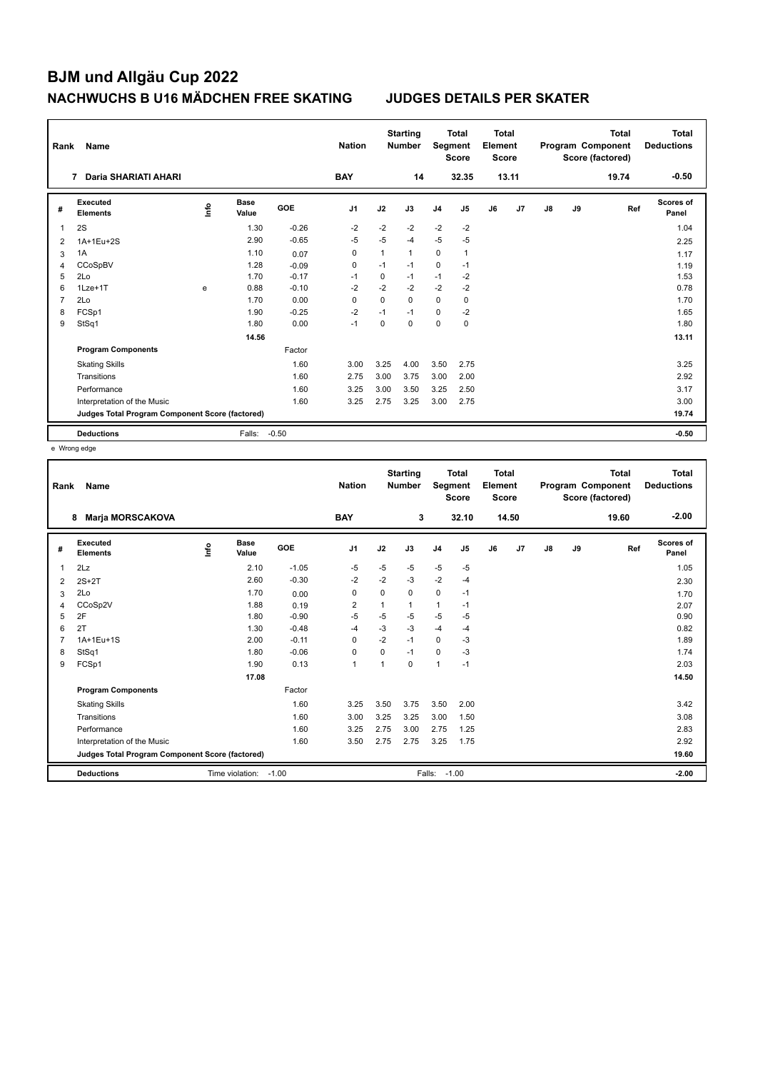# BJM und Allgäu Cup 2022

## NACHWUCHS B U16 MÄDCHEN FREE SKATING JUDGES DETAILS PER SKATER

| Rank | Name | Nation | Starting Number | Total Segment Score | Total Element Score | Total Program Component Score (factored) | Total Deductions |
|---|---|---|---|---|---|---|---|
| 7 | Daria SHARIATI AHARI | BAY | 14 | 32.35 | 13.11 | 19.74 | -0.50 |

| # | Executed Elements | Info | Base Value | GOE | J1 | J2 | J3 | J4 | J5 | J6 | J7 | J8 | J9 | Ref | Scores of Panel |
|---|---|---|---|---|---|---|---|---|---|---|---|---|---|---|---|
| 1 | 2S | | 1.30 | -0.26 | -2 | -2 | -2 | -2 | -2 | | | | | | 1.04 |
| 2 | 1A+1Eu+2S | | 2.90 | -0.65 | -5 | -5 | -4 | -5 | -5 | | | | | | 2.25 |
| 3 | 1A | | 1.10 | 0.07 | 0 | 1 | 1 | 0 | 1 | | | | | | 1.17 |
| 4 | CCoSpBV | | 1.28 | -0.09 | 0 | -1 | -1 | 0 | -1 | | | | | | 1.19 |
| 5 | 2Lo | | 1.70 | -0.17 | -1 | 0 | -1 | -1 | -2 | | | | | | 1.53 |
| 6 | 1Lze+1T | e | 0.88 | -0.10 | -2 | -2 | -2 | -2 | -2 | | | | | | 0.78 |
| 7 | 2Lo | | 1.70 | 0.00 | 0 | 0 | 0 | 0 | 0 | | | | | | 1.70 |
| 8 | FCSp1 | | 1.90 | -0.25 | -2 | -1 | -1 | 0 | -2 | | | | | | 1.65 |
| 9 | StSq1 | | 1.80 | 0.00 | -1 | 0 | 0 | 0 | 0 | | | | | | 1.80 |
| | | | 14.56 | | | | | | | | | | | | 13.11 |
| | **Program Components** | | | Factor | | | | | | | | | | | |
| | Skating Skills | | | 1.60 | 3.00 | 3.25 | 4.00 | 3.50 | 2.75 | | | | | | 3.25 |
| | Transitions | | | 1.60 | 2.75 | 3.00 | 3.75 | 3.00 | 2.00 | | | | | | 2.92 |
| | Performance | | | 1.60 | 3.25 | 3.00 | 3.50 | 3.25 | 2.50 | | | | | | 3.17 |
| | Interpretation of the Music | | | 1.60 | 3.25 | 2.75 | 3.25 | 3.00 | 2.75 | | | | | | 3.00 |
| | **Judges Total Program Component Score (factored)** | | | | | | | | | | | | | | 19.74 |
| | **Deductions** | | Falls: | -0.50 | | | | | | | | | | | -0.50 |

e Wrong edge

| Rank | Name | Nation | Starting Number | Total Segment Score | Total Element Score | Total Program Component Score (factored) | Total Deductions |
|---|---|---|---|---|---|---|---|
| 8 | Marja MORSCAKOVA | BAY | 3 | 32.10 | 14.50 | 19.60 | -2.00 |

| # | Executed Elements | Info | Base Value | GOE | J1 | J2 | J3 | J4 | J5 | J6 | J7 | J8 | J9 | Ref | Scores of Panel |
|---|---|---|---|---|---|---|---|---|---|---|---|---|---|---|---|
| 1 | 2Lz | | 2.10 | -1.05 | -5 | -5 | -5 | -5 | -5 | | | | | | 1.05 |
| 2 | 2S+2T | | 2.60 | -0.30 | -2 | -2 | -3 | -2 | -4 | | | | | | 2.30 |
| 3 | 2Lo | | 1.70 | 0.00 | 0 | 0 | 0 | 0 | -1 | | | | | | 1.70 |
| 4 | CCoSp2V | | 1.88 | 0.19 | 2 | 1 | 1 | 1 | -1 | | | | | | 2.07 |
| 5 | 2F | | 1.80 | -0.90 | -5 | -5 | -5 | -5 | -5 | | | | | | 0.90 |
| 6 | 2T | | 1.30 | -0.48 | -4 | -3 | -3 | -4 | -4 | | | | | | 0.82 |
| 7 | 1A+1Eu+1S | | 2.00 | -0.11 | 0 | -2 | -1 | 0 | -3 | | | | | | 1.89 |
| 8 | StSq1 | | 1.80 | -0.06 | 0 | 0 | -1 | 0 | -3 | | | | | | 1.74 |
| 9 | FCSp1 | | 1.90 | 0.13 | 1 | 1 | 0 | 1 | -1 | | | | | | 2.03 |
| | | | 17.08 | | | | | | | | | | | | 14.50 |
| | **Program Components** | | | Factor | | | | | | | | | | | |
| | Skating Skills | | | 1.60 | 3.25 | 3.50 | 3.75 | 3.50 | 2.00 | | | | | | 3.42 |
| | Transitions | | | 1.60 | 3.00 | 3.25 | 3.25 | 3.00 | 1.50 | | | | | | 3.08 |
| | Performance | | | 1.60 | 3.25 | 2.75 | 3.00 | 2.75 | 1.25 | | | | | | 2.83 |
| | Interpretation of the Music | | | 1.60 | 3.50 | 2.75 | 2.75 | 3.25 | 1.75 | | | | | | 2.92 |
| | **Judges Total Program Component Score (factored)** | | | | | | | | | | | | | | 19.60 |
| | **Deductions** | | Time violation: | -1.00 | | | Falls: | -1.00 | | | | | | | -2.00 |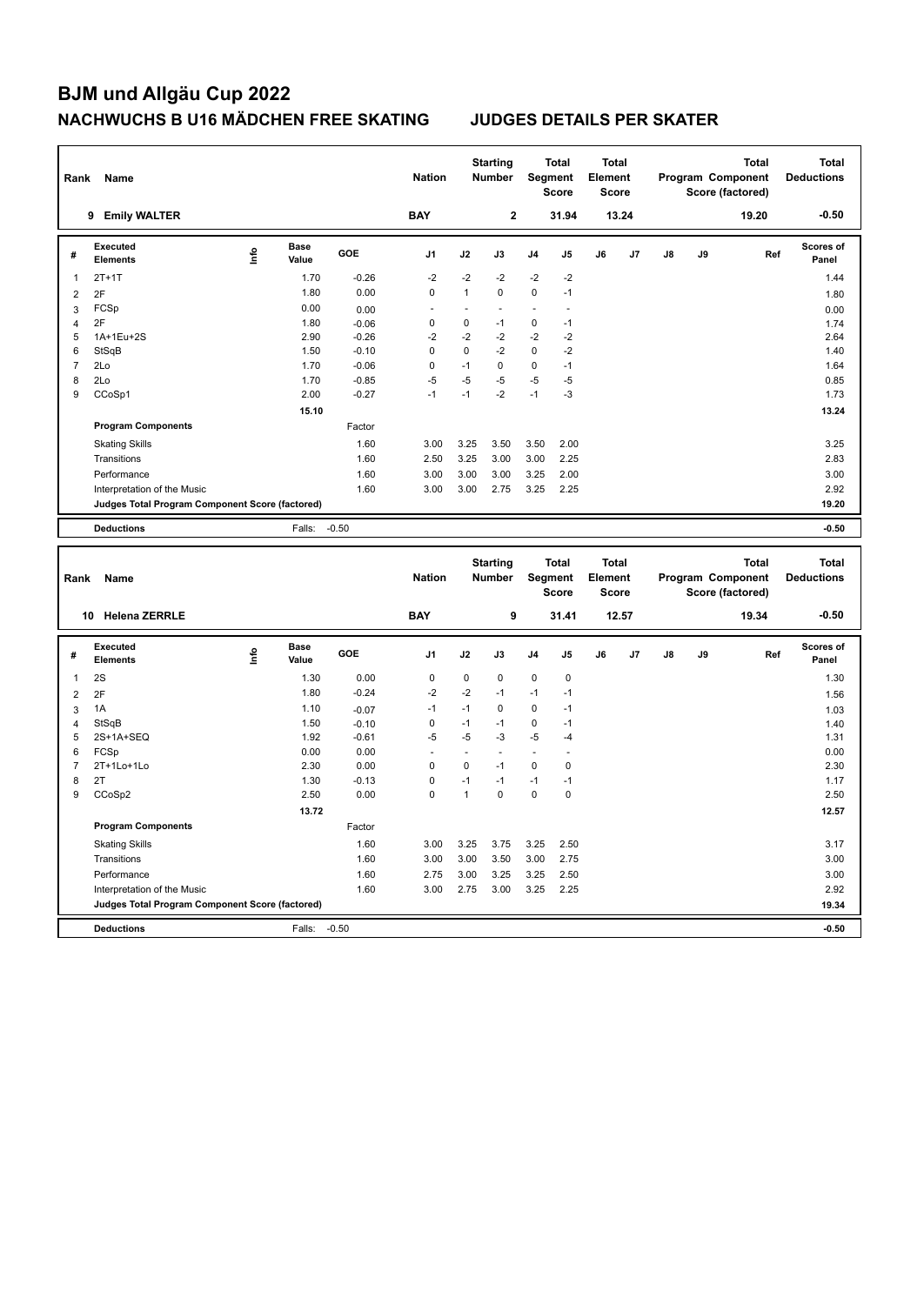# BJM und Allgäu Cup 2022

## NACHWUCHS B U16 MÄDCHEN FREE SKATING JUDGES DETAILS PER SKATER

| Rank | Name | Nation | Starting Number | Total Segment Score | Total Element Score | Total Program Component Score (factored) | Total Deductions |
|---|---|---|---|---|---|---|---|
| 9 | Emily WALTER | BAY | 2 | 31.94 | 13.24 | 19.20 | -0.50 |

| # | Executed Elements | Info | Base Value | GOE | J1 | J2 | J3 | J4 | J5 | J6 | J7 | J8 | J9 | Ref | Scores of Panel |
|---|---|---|---|---|---|---|---|---|---|---|---|---|---|---|---|
| 1 | 2T+1T | | 1.70 | -0.26 | -2 | -2 | -2 | -2 | -2 | | | | | | 1.44 |
| 2 | 2F | | 1.80 | 0.00 | 0 | 1 | 0 | 0 | -1 | | | | | | 1.80 |
| 3 | FCSp | | 0.00 | 0.00 | - | - | - | - | - | | | | | | 0.00 |
| 4 | 2F | | 1.80 | -0.06 | 0 | 0 | -1 | 0 | -1 | | | | | | 1.74 |
| 5 | 1A+1Eu+2S | | 2.90 | -0.26 | -2 | -2 | -2 | -2 | -2 | | | | | | 2.64 |
| 6 | StSqB | | 1.50 | -0.10 | 0 | 0 | -2 | 0 | -2 | | | | | | 1.40 |
| 7 | 2Lo | | 1.70 | -0.06 | 0 | -1 | 0 | 0 | -1 | | | | | | 1.64 |
| 8 | 2Lo | | 1.70 | -0.85 | -5 | -5 | -5 | -5 | -5 | | | | | | 0.85 |
| 9 | CCoSp1 | | 2.00 | -0.27 | -1 | -1 | -2 | -1 | -3 | | | | | | 1.73 |
| | | | 15.10 | | | | | | | | | | | | 13.24 |
| | **Program Components** | | | Factor | | | | | | | | | | | |
| | Skating Skills | | | 1.60 | 3.00 | 3.25 | 3.50 | 3.50 | 2.00 | | | | | | 3.25 |
| | Transitions | | | 1.60 | 2.50 | 3.25 | 3.00 | 3.00 | 2.25 | | | | | | 2.83 |
| | Performance | | | 1.60 | 3.00 | 3.00 | 3.00 | 3.25 | 2.00 | | | | | | 3.00 |
| | Interpretation of the Music | | | 1.60 | 3.00 | 3.00 | 2.75 | 3.25 | 2.25 | | | | | | 2.92 |
| | **Judges Total Program Component Score (factored)** | | | | | | | | | | | | | | 19.20 |
| | **Deductions** | | Falls: | -0.50 | | | | | | | | | | | -0.50 |

| Rank | Name | Nation | Starting Number | Total Segment Score | Total Element Score | Total Program Component Score (factored) | Total Deductions |
|---|---|---|---|---|---|---|---|
| 10 | Helena ZERRLE | BAY | 9 | 31.41 | 12.57 | 19.34 | -0.50 |

| # | Executed Elements | Info | Base Value | GOE | J1 | J2 | J3 | J4 | J5 | J6 | J7 | J8 | J9 | Ref | Scores of Panel |
|---|---|---|---|---|---|---|---|---|---|---|---|---|---|---|---|
| 1 | 2S | | 1.30 | 0.00 | 0 | 0 | 0 | 0 | 0 | | | | | | 1.30 |
| 2 | 2F | | 1.80 | -0.24 | -2 | -2 | -1 | -1 | -1 | | | | | | 1.56 |
| 3 | 1A | | 1.10 | -0.07 | -1 | -1 | 0 | 0 | -1 | | | | | | 1.03 |
| 4 | StSqB | | 1.50 | -0.10 | 0 | -1 | -1 | 0 | -1 | | | | | | 1.40 |
| 5 | 2S+1A+SEQ | | 1.92 | -0.61 | -5 | -5 | -3 | -5 | -4 | | | | | | 1.31 |
| 6 | FCSp | | 0.00 | 0.00 | - | - | - | - | - | | | | | | 0.00 |
| 7 | 2T+1Lo+1Lo | | 2.30 | 0.00 | 0 | 0 | -1 | 0 | 0 | | | | | | 2.30 |
| 8 | 2T | | 1.30 | -0.13 | 0 | -1 | -1 | -1 | -1 | | | | | | 1.17 |
| 9 | CCoSp2 | | 2.50 | 0.00 | 0 | 1 | 0 | 0 | 0 | | | | | | 2.50 |
| | | | 13.72 | | | | | | | | | | | | 12.57 |
| | **Program Components** | | | Factor | | | | | | | | | | | |
| | Skating Skills | | | 1.60 | 3.00 | 3.25 | 3.75 | 3.25 | 2.50 | | | | | | 3.17 |
| | Transitions | | | 1.60 | 3.00 | 3.00 | 3.50 | 3.00 | 2.75 | | | | | | 3.00 |
| | Performance | | | 1.60 | 2.75 | 3.00 | 3.25 | 3.25 | 2.50 | | | | | | 3.00 |
| | Interpretation of the Music | | | 1.60 | 3.00 | 2.75 | 3.00 | 3.25 | 2.25 | | | | | | 2.92 |
| | **Judges Total Program Component Score (factored)** | | | | | | | | | | | | | | 19.34 |
| | **Deductions** | | Falls: | -0.50 | | | | | | | | | | | -0.50 |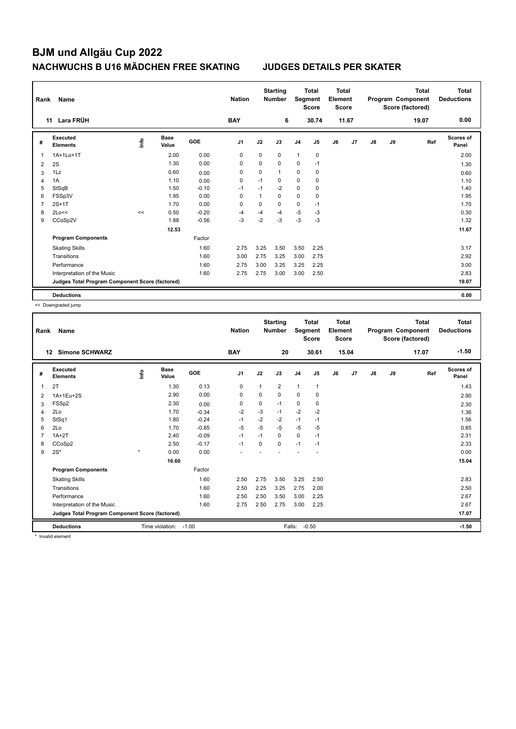# BJM und Allgäu Cup 2022

## NACHWUCHS B U16 MÄDCHEN FREE SKATING

## JUDGES DETAILS PER SKATER

| Rank | Name | Nation | Starting Number | Total Segment Score | Total Element Score | Total Program Component Score (factored) | Total Deductions |
|---|---|---|---|---|---|---|---|
| 11 | Lara FRÜH | BAY | 6 | 30.74 | 11.67 | 19.07 | 0.00 |

| # | Executed Elements | Info | Base Value | GOE | J1 | J2 | J3 | J4 | J5 | J6 | J7 | J8 | J9 | Ref | Scores of Panel |
|---|---|---|---|---|---|---|---|---|---|---|---|---|---|---|---|
| 1 | 1A+1Lo+1T | | 2.00 | 0.00 | 0 | 0 | 0 | 1 | 0 | | | | | | 2.00 |
| 2 | 2S | | 1.30 | 0.00 | 0 | 0 | 0 | 0 | -1 | | | | | | 1.30 |
| 3 | 1Lz | | 0.60 | 0.00 | 0 | 0 | 1 | 0 | 0 | | | | | | 0.60 |
| 4 | 1A | | 1.10 | 0.00 | 0 | -1 | 0 | 0 | 0 | | | | | | 1.10 |
| 5 | StSqB | | 1.50 | -0.10 | -1 | -1 | -2 | 0 | 0 | | | | | | 1.40 |
| 6 | FSSp3V | | 1.95 | 0.00 | 0 | 1 | 0 | 0 | 0 | | | | | | 1.95 |
| 7 | 2S+1T | | 1.70 | 0.00 | 0 | 0 | 0 | 0 | -1 | | | | | | 1.70 |
| 8 | 2Lo<< | << | 0.50 | -0.20 | -4 | -4 | -4 | -5 | -3 | | | | | | 0.30 |
| 9 | CCoSp2V | | 1.88 | -0.56 | -3 | -2 | -3 | -3 | -3 | | | | | | 1.32 |
| | | | 12.53 | | | | | | | | | | | | 11.67 |
| | **Program Components** | | | Factor | | | | | | | | | | | |
| | Skating Skills | | | 1.60 | 2.75 | 3.25 | 3.50 | 3.50 | 2.25 | | | | | | 3.17 |
| | Transitions | | | 1.60 | 3.00 | 2.75 | 3.25 | 3.00 | 2.75 | | | | | | 2.92 |
| | Performance | | | 1.60 | 2.75 | 3.00 | 3.25 | 3.25 | 2.25 | | | | | | 3.00 |
| | Interpretation of the Music | | | 1.60 | 2.75 | 2.75 | 3.00 | 3.00 | 2.50 | | | | | | 2.83 |
| | **Judges Total Program Component Score (factored)** | | | | | | | | | | | | | | 19.07 |
| | **Deductions** | | | | | | | | | | | | | | 0.00 |

<< Downgraded jump

| Rank | Name | Nation | Starting Number | Total Segment Score | Total Element Score | Total Program Component Score (factored) | Total Deductions |
|---|---|---|---|---|---|---|---|
| 12 | Simone SCHWARZ | BAY | 20 | 30.61 | 15.04 | 17.07 | -1.50 |

| # | Executed Elements | Info | Base Value | GOE | J1 | J2 | J3 | J4 | J5 | J6 | J7 | J8 | J9 | Ref | Scores of Panel |
|---|---|---|---|---|---|---|---|---|---|---|---|---|---|---|---|
| 1 | 2T | | 1.30 | 0.13 | 0 | 1 | 2 | 1 | 1 | | | | | | 1.43 |
| 2 | 1A+1Eu+2S | | 2.90 | 0.00 | 0 | 0 | 0 | 0 | 0 | | | | | | 2.90 |
| 3 | FSSp2 | | 2.30 | 0.00 | 0 | 0 | -1 | 0 | 0 | | | | | | 2.30 |
| 4 | 2Lo | | 1.70 | -0.34 | -2 | -3 | -1 | -2 | -2 | | | | | | 1.36 |
| 5 | StSq1 | | 1.80 | -0.24 | -1 | -2 | -2 | -1 | -1 | | | | | | 1.56 |
| 6 | 2Lo | | 1.70 | -0.85 | -5 | -5 | -5 | -5 | -5 | | | | | | 0.85 |
| 7 | 1A+2T | | 2.40 | -0.09 | -1 | -1 | 0 | 0 | -1 | | | | | | 2.31 |
| 8 | CCoSp2 | | 2.50 | -0.17 | -1 | 0 | 0 | -1 | -1 | | | | | | 2.33 |
| 9 | 2S* | * | 0.00 | 0.00 | - | - | - | - | - | | | | | | 0.00 |
| | | | 16.60 | | | | | | | | | | | | 15.04 |
| | **Program Components** | | | Factor | | | | | | | | | | | |
| | Skating Skills | | | 1.60 | 2.50 | 2.75 | 3.50 | 3.25 | 2.50 | | | | | | 2.83 |
| | Transitions | | | 1.60 | 2.50 | 2.25 | 3.25 | 2.75 | 2.00 | | | | | | 2.50 |
| | Performance | | | 1.60 | 2.50 | 2.50 | 3.50 | 3.00 | 2.25 | | | | | | 2.67 |
| | Interpretation of the Music | | | 1.60 | 2.75 | 2.50 | 2.75 | 3.00 | 2.25 | | | | | | 2.67 |
| | **Judges Total Program Component Score (factored)** | | | | | | | | | | | | | | 17.07 |
| | **Deductions** | Time violation: | -1.00 | | | | Falls: | -0.50 | | | | | | | -1.50 |

* Invalid element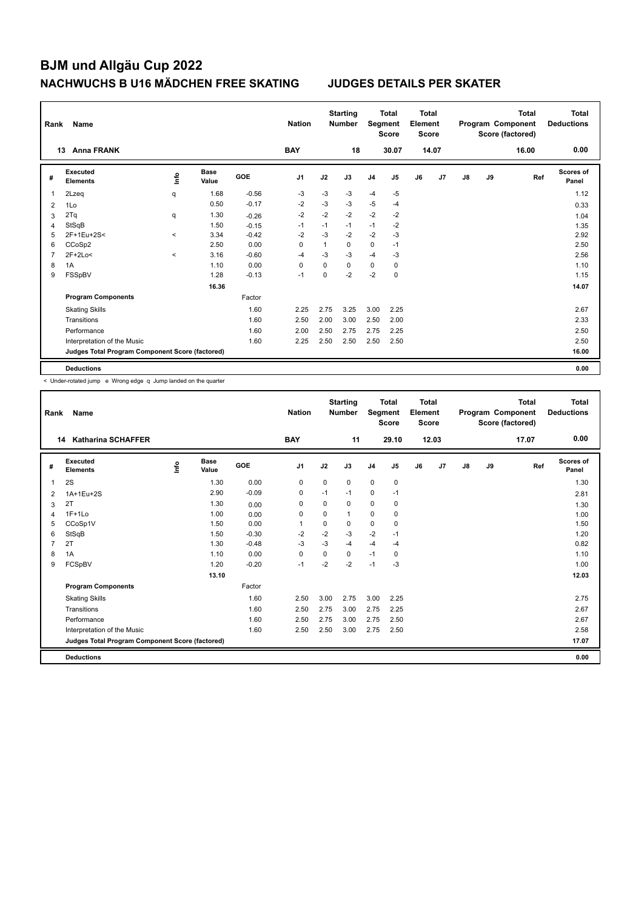# BJM und Allgäu Cup 2022

## NACHWUCHS B U16 MÄDCHEN FREE SKATING — JUDGES DETAILS PER SKATER

| Rank | Name | Nation | Starting Number | Total Segment Score | Total Element Score | Total Program Component Score (factored) | Total Deductions |
|---|---|---|---|---|---|---|---|
| 13 | Anna FRANK | BAY | 18 | 30.07 | 14.07 | 16.00 | 0.00 |

| # | Executed Elements | Info | Base Value | GOE | J1 | J2 | J3 | J4 | J5 | J6 | J7 | J8 | J9 | Ref | Scores of Panel |
|---|---|---|---|---|---|---|---|---|---|---|---|---|---|---|---|
| 1 | 2Lzeq | q | 1.68 | -0.56 | -3 | -3 | -3 | -4 | -5 | | | | | | 1.12 |
| 2 | 1Lo | | 0.50 | -0.17 | -2 | -3 | -3 | -5 | -4 | | | | | | 0.33 |
| 3 | 2Tq | q | 1.30 | -0.26 | -2 | -2 | -2 | -2 | -2 | | | | | | 1.04 |
| 4 | StSqB | | 1.50 | -0.15 | -1 | -1 | -1 | -1 | -2 | | | | | | 1.35 |
| 5 | 2F+1Eu+2S< | < | 3.34 | -0.42 | -2 | -3 | -2 | -2 | -3 | | | | | | 2.92 |
| 6 | CCoSp2 | | 2.50 | 0.00 | 0 | 1 | 0 | 0 | -1 | | | | | | 2.50 |
| 7 | 2F+2Lo< | < | 3.16 | -0.60 | -4 | -3 | -3 | -4 | -3 | | | | | | 2.56 |
| 8 | 1A | | 1.10 | 0.00 | 0 | 0 | 0 | 0 | 0 | | | | | | 1.10 |
| 9 | FSSpBV | | 1.28 | -0.13 | -1 | 0 | -2 | -2 | 0 | | | | | | 1.15 |
| | | | 16.36 | | | | | | | | | | | | 14.07 |
| | **Program Components** | | | Factor | | | | | | | | | | | |
| | Skating Skills | | | 1.60 | 2.25 | 2.75 | 3.25 | 3.00 | 2.25 | | | | | | 2.67 |
| | Transitions | | | 1.60 | 2.50 | 2.00 | 3.00 | 2.50 | 2.00 | | | | | | 2.33 |
| | Performance | | | 1.60 | 2.00 | 2.50 | 2.75 | 2.75 | 2.25 | | | | | | 2.50 |
| | Interpretation of the Music | | | 1.60 | 2.25 | 2.50 | 2.50 | 2.50 | 2.50 | | | | | | 2.50 |
| | **Judges Total Program Component Score (factored)** | | | | | | | | | | | | | | 16.00 |
| | **Deductions** | | | | | | | | | | | | | | 0.00 |

< Under-rotated jump e Wrong edge q Jump landed on the quarter

| Rank | Name | Nation | Starting Number | Total Segment Score | Total Element Score | Total Program Component Score (factored) | Total Deductions |
|---|---|---|---|---|---|---|---|
| 14 | Katharina SCHAFFER | BAY | 11 | 29.10 | 12.03 | 17.07 | 0.00 |

| # | Executed Elements | Info | Base Value | GOE | J1 | J2 | J3 | J4 | J5 | J6 | J7 | J8 | J9 | Ref | Scores of Panel |
|---|---|---|---|---|---|---|---|---|---|---|---|---|---|---|---|
| 1 | 2S | | 1.30 | 0.00 | 0 | 0 | 0 | 0 | 0 | | | | | | 1.30 |
| 2 | 1A+1Eu+2S | | 2.90 | -0.09 | 0 | -1 | -1 | 0 | -1 | | | | | | 2.81 |
| 3 | 2T | | 1.30 | 0.00 | 0 | 0 | 0 | 0 | 0 | | | | | | 1.30 |
| 4 | 1F+1Lo | | 1.00 | 0.00 | 0 | 0 | 1 | 0 | 0 | | | | | | 1.00 |
| 5 | CCoSp1V | | 1.50 | 0.00 | 1 | 0 | 0 | 0 | 0 | | | | | | 1.50 |
| 6 | StSqB | | 1.50 | -0.30 | -2 | -2 | -3 | -2 | -1 | | | | | | 1.20 |
| 7 | 2T | | 1.30 | -0.48 | -3 | -3 | -4 | -4 | -4 | | | | | | 0.82 |
| 8 | 1A | | 1.10 | 0.00 | 0 | 0 | 0 | -1 | 0 | | | | | | 1.10 |
| 9 | FCSpBV | | 1.20 | -0.20 | -1 | -2 | -2 | -1 | -3 | | | | | | 1.00 |
| | | | 13.10 | | | | | | | | | | | | 12.03 |
| | **Program Components** | | | Factor | | | | | | | | | | | |
| | Skating Skills | | | 1.60 | 2.50 | 3.00 | 2.75 | 3.00 | 2.25 | | | | | | 2.75 |
| | Transitions | | | 1.60 | 2.50 | 2.75 | 3.00 | 2.75 | 2.25 | | | | | | 2.67 |
| | Performance | | | 1.60 | 2.50 | 2.75 | 3.00 | 2.75 | 2.50 | | | | | | 2.67 |
| | Interpretation of the Music | | | 1.60 | 2.50 | 2.50 | 3.00 | 2.75 | 2.50 | | | | | | 2.58 |
| | **Judges Total Program Component Score (factored)** | | | | | | | | | | | | | | 17.07 |
| | **Deductions** | | | | | | | | | | | | | | 0.00 |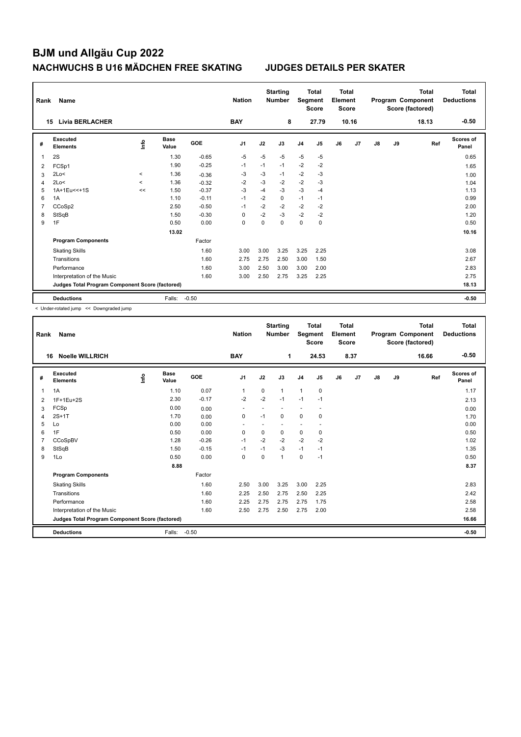# BJM und Allgäu Cup 2022

## NACHWUCHS B U16 MÄDCHEN FREE SKATING JUDGES DETAILS PER SKATER

| Rank | Name | Nation | Starting Number | Total Segment Score | Total Element Score | Total Program Component Score (factored) | Total Deductions |
|---|---|---|---|---|---|---|---|
| 15 | Livia BERLACHER | BAY | 8 | 27.79 | 10.16 | 18.13 | -0.50 |

| # | Executed Elements | Info | Base Value | GOE | J1 | J2 | J3 | J4 | J5 | J6 | J7 | J8 | J9 | Ref | Scores of Panel |
|---|---|---|---|---|---|---|---|---|---|---|---|---|---|---|---|
| 1 | 2S | | 1.30 | -0.65 | -5 | -5 | -5 | -5 | -5 | | | | | | 0.65 |
| 2 | FCSp1 | | 1.90 | -0.25 | -1 | -1 | -1 | -2 | -2 | | | | | | 1.65 |
| 3 | 2Lo< | < | 1.36 | -0.36 | -3 | -3 | -1 | -2 | -3 | | | | | | 1.00 |
| 4 | 2Lo< | < | 1.36 | -0.32 | -2 | -3 | -2 | -2 | -3 | | | | | | 1.04 |
| 5 | 1A+1Eu<<+1S | << | 1.50 | -0.37 | -3 | -4 | -3 | -3 | -4 | | | | | | 1.13 |
| 6 | 1A | | 1.10 | -0.11 | -1 | -2 | 0 | -1 | -1 | | | | | | 0.99 |
| 7 | CCoSp2 | | 2.50 | -0.50 | -1 | -2 | -2 | -2 | -2 | | | | | | 2.00 |
| 8 | StSqB | | 1.50 | -0.30 | 0 | -2 | -3 | -2 | -2 | | | | | | 1.20 |
| 9 | 1F | | 0.50 | 0.00 | 0 | 0 | 0 | 0 | 0 | | | | | | 0.50 |
| | | | 13.02 | | | | | | | | | | | | 10.16 |
| | **Program Components** | | | Factor | | | | | | | | | | | |
| | Skating Skills | | | 1.60 | 3.00 | 3.00 | 3.25 | 3.25 | 2.25 | | | | | | 3.08 |
| | Transitions | | | 1.60 | 2.75 | 2.75 | 2.50 | 3.00 | 1.50 | | | | | | 2.67 |
| | Performance | | | 1.60 | 3.00 | 2.50 | 3.00 | 3.00 | 2.00 | | | | | | 2.83 |
| | Interpretation of the Music | | | 1.60 | 3.00 | 2.50 | 2.75 | 3.25 | 2.25 | | | | | | 2.75 |
| | **Judges Total Program Component Score (factored)** | | | | | | | | | | | | | | 18.13 |
| | **Deductions** | | Falls: | -0.50 | | | | | | | | | | | -0.50 |

< Under-rotated jump << Downgraded jump

| Rank | Name | Nation | Starting Number | Total Segment Score | Total Element Score | Total Program Component Score (factored) | Total Deductions |
|---|---|---|---|---|---|---|---|
| 16 | Noelle WILLRICH | BAY | 1 | 24.53 | 8.37 | 16.66 | -0.50 |

| # | Executed Elements | Info | Base Value | GOE | J1 | J2 | J3 | J4 | J5 | J6 | J7 | J8 | J9 | Ref | Scores of Panel |
|---|---|---|---|---|---|---|---|---|---|---|---|---|---|---|---|
| 1 | 1A | | 1.10 | 0.07 | 1 | 0 | 1 | 1 | 0 | | | | | | 1.17 |
| 2 | 1F+1Eu+2S | | 2.30 | -0.17 | -2 | -2 | -1 | -1 | -1 | | | | | | 2.13 |
| 3 | FCSp | | 0.00 | 0.00 | - | - | - | - | - | | | | | | 0.00 |
| 4 | 2S+1T | | 1.70 | 0.00 | 0 | -1 | 0 | 0 | 0 | | | | | | 1.70 |
| 5 | Lo | | 0.00 | 0.00 | - | - | - | - | - | | | | | | 0.00 |
| 6 | 1F | | 0.50 | 0.00 | 0 | 0 | 0 | 0 | 0 | | | | | | 0.50 |
| 7 | CCoSpBV | | 1.28 | -0.26 | -1 | -2 | -2 | -2 | -2 | | | | | | 1.02 |
| 8 | StSqB | | 1.50 | -0.15 | -1 | -1 | -3 | -1 | -1 | | | | | | 1.35 |
| 9 | 1Lo | | 0.50 | 0.00 | 0 | 0 | 1 | 0 | -1 | | | | | | 0.50 |
| | | | 8.88 | | | | | | | | | | | | 8.37 |
| | **Program Components** | | | Factor | | | | | | | | | | | |
| | Skating Skills | | | 1.60 | 2.50 | 3.00 | 3.25 | 3.00 | 2.25 | | | | | | 2.83 |
| | Transitions | | | 1.60 | 2.25 | 2.50 | 2.75 | 2.50 | 2.25 | | | | | | 2.42 |
| | Performance | | | 1.60 | 2.25 | 2.75 | 2.75 | 2.75 | 1.75 | | | | | | 2.58 |
| | Interpretation of the Music | | | 1.60 | 2.50 | 2.75 | 2.50 | 2.75 | 2.00 | | | | | | 2.58 |
| | **Judges Total Program Component Score (factored)** | | | | | | | | | | | | | | 16.66 |
| | **Deductions** | | Falls: | -0.50 | | | | | | | | | | | -0.50 |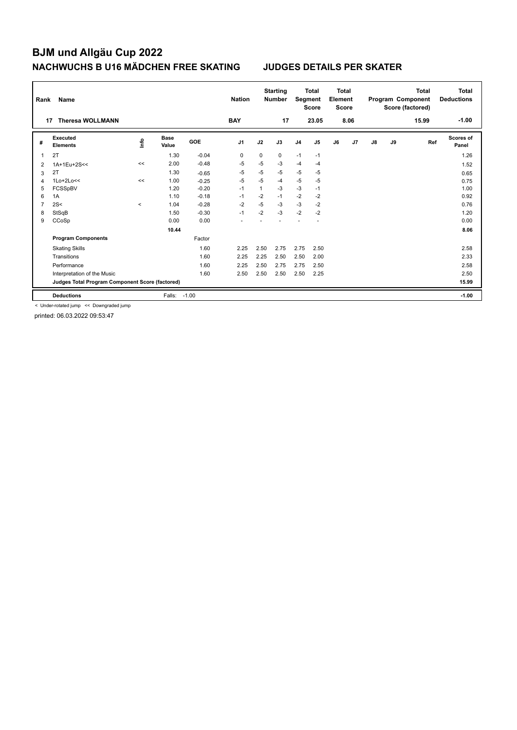# BJM und Allgäu Cup 2022

## NACHWUCHS B U16 MÄDCHEN FREE SKATING    JUDGES DETAILS PER SKATER

| Rank | Name | Nation | Starting Number | Total Segment Score | Total Element Score | Total Program Component Score (factored) | Total Deductions |
|---|---|---|---|---|---|---|---|
| 17 | Theresa WOLLMANN | BAY | 17 | 23.05 | 8.06 | 15.99 | -1.00 |

| # | Executed Elements | Info | Base Value | GOE | J1 | J2 | J3 | J4 | J5 | J6 | J7 | J8 | J9 | Ref | Scores of Panel |
|---|---|---|---|---|---|---|---|---|---|---|---|---|---|---|---|
| 1 | 2T | | 1.30 | -0.04 | 0 | 0 | 0 | -1 | -1 | | | | | | 1.26 |
| 2 | 1A+1Eu+2S<< | << | 2.00 | -0.48 | -5 | -5 | -3 | -4 | -4 | | | | | | 1.52 |
| 3 | 2T | | 1.30 | -0.65 | -5 | -5 | -5 | -5 | -5 | | | | | | 0.65 |
| 4 | 1Lo+2Lo<< | << | 1.00 | -0.25 | -5 | -5 | -4 | -5 | -5 | | | | | | 0.75 |
| 5 | FCSSpBV | | 1.20 | -0.20 | -1 | 1 | -3 | -3 | -1 | | | | | | 1.00 |
| 6 | 1A | | 1.10 | -0.18 | -1 | -2 | -1 | -2 | -2 | | | | | | 0.92 |
| 7 | 2S< | < | 1.04 | -0.28 | -2 | -5 | -3 | -3 | -2 | | | | | | 0.76 |
| 8 | StSqB | | 1.50 | -0.30 | -1 | -2 | -3 | -2 | -2 | | | | | | 1.20 |
| 9 | CCoSp | | 0.00 | 0.00 | - | - | - | - | - | | | | | | 0.00 |
| | | | 10.44 | | | | | | | | | | | | 8.06 |
| | **Program Components** | | | Factor | | | | | | | | | | | |
| | Skating Skills | | | 1.60 | 2.25 | 2.50 | 2.75 | 2.75 | 2.50 | | | | | | 2.58 |
| | Transitions | | | 1.60 | 2.25 | 2.25 | 2.50 | 2.50 | 2.00 | | | | | | 2.33 |
| | Performance | | | 1.60 | 2.25 | 2.50 | 2.75 | 2.75 | 2.50 | | | | | | 2.58 |
| | Interpretation of the Music | | | 1.60 | 2.50 | 2.50 | 2.50 | 2.50 | 2.25 | | | | | | 2.50 |
| | **Judges Total Program Component Score (factored)** | | | | | | | | | | | | | | 15.99 |
| | **Deductions** | | Falls: | -1.00 | | | | | | | | | | | -1.00 |

< Under-rotated jump << Downgraded jump

printed: 06.03.2022 09:53:47